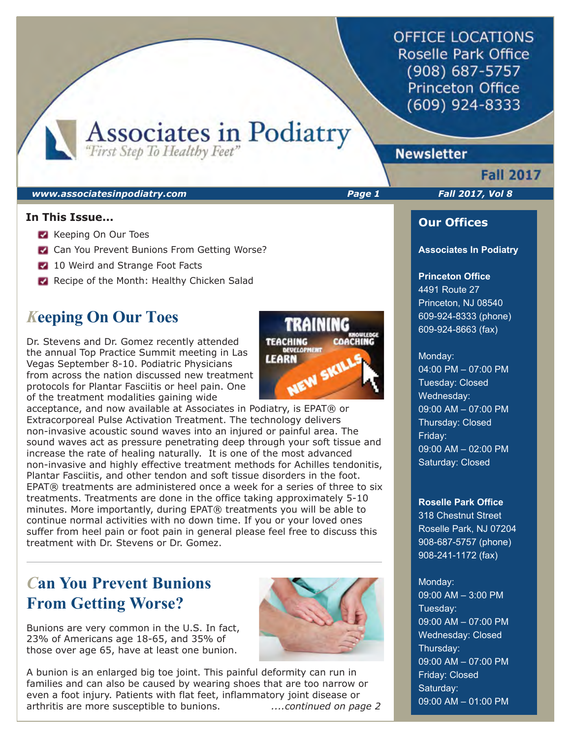OFFICE LOCATIONS
Roselle Park Office
(908) 687-5757
Princeton Office
(609) 924-8333

# Associates in Podiatry

*"First Step To Healthy Feet"*

**Newsletter**

**Fall 2017**

***www.associatesinpodiatry.com***

***Fall 2017, Vol 8***

**In This Issue...**

- Keeping On Our Toes
- Can You Prevent Bunions From Getting Worse?
- 10 Weird and Strange Foot Facts
- Recipe of the Month: Healthy Chicken Salad

## Keeping On Our Toes

Dr. Stevens and Dr. Gomez recently attended the annual Top Practice Summit meeting in Las Vegas September 8-10. Podiatric Physicians from across the nation discussed new treatment protocols for Plantar Fasciitis or heel pain. One of the treatment modalities gaining wide acceptance, and now available at Associates in Podiatry, is EPAT® or Extracorporeal Pulse Activation Treatment. The technology delivers non-invasive acoustic sound waves into an injured or painful area. The sound waves act as pressure penetrating deep through your soft tissue and increase the rate of healing naturally. It is one of the most advanced non-invasive and highly effective treatment methods for Achilles tendonitis, Plantar Fasciitis, and other tendon and soft tissue disorders in the foot. EPAT® treatments are administered once a week for a series of three to six treatments. Treatments are done in the office taking approximately 5-10 minutes. More importantly, during EPAT® treatments you will be able to continue normal activities with no down time. If you or your loved ones suffer from heel pain or foot pain in general please feel free to discuss this treatment with Dr. Stevens or Dr. Gomez.

## Can You Prevent Bunions From Getting Worse?

Bunions are very common in the U.S. In fact, 23% of Americans age 18-65, and 35% of those over age 65, have at least one bunion.

A bunion is an enlarged big toe joint. This painful deformity can run in families and can also be caused by wearing shoes that are too narrow or even a foot injury. Patients with flat feet, inflammatory joint disease or arthritis are more susceptible to bunions. *....continued on page 2*

## Our Offices

**Associates In Podiatry**

**Princeton Office**
4491 Route 27
Princeton, NJ 08540
609-924-8333 (phone)
609-924-8663 (fax)

Monday:
04:00 PM – 07:00 PM
Tuesday: Closed
Wednesday:
09:00 AM – 07:00 PM
Thursday: Closed
Friday:
09:00 AM – 02:00 PM
Saturday: Closed

**Roselle Park Office**
318 Chestnut Street
Roselle Park, NJ 07204
908-687-5757 (phone)
908-241-1172 (fax)

Monday:
09:00 AM – 3:00 PM
Tuesday:
09:00 AM – 07:00 PM
Wednesday: Closed
Thursday:
09:00 AM – 07:00 PM
Friday: Closed
Saturday:
09:00 AM – 01:00 PM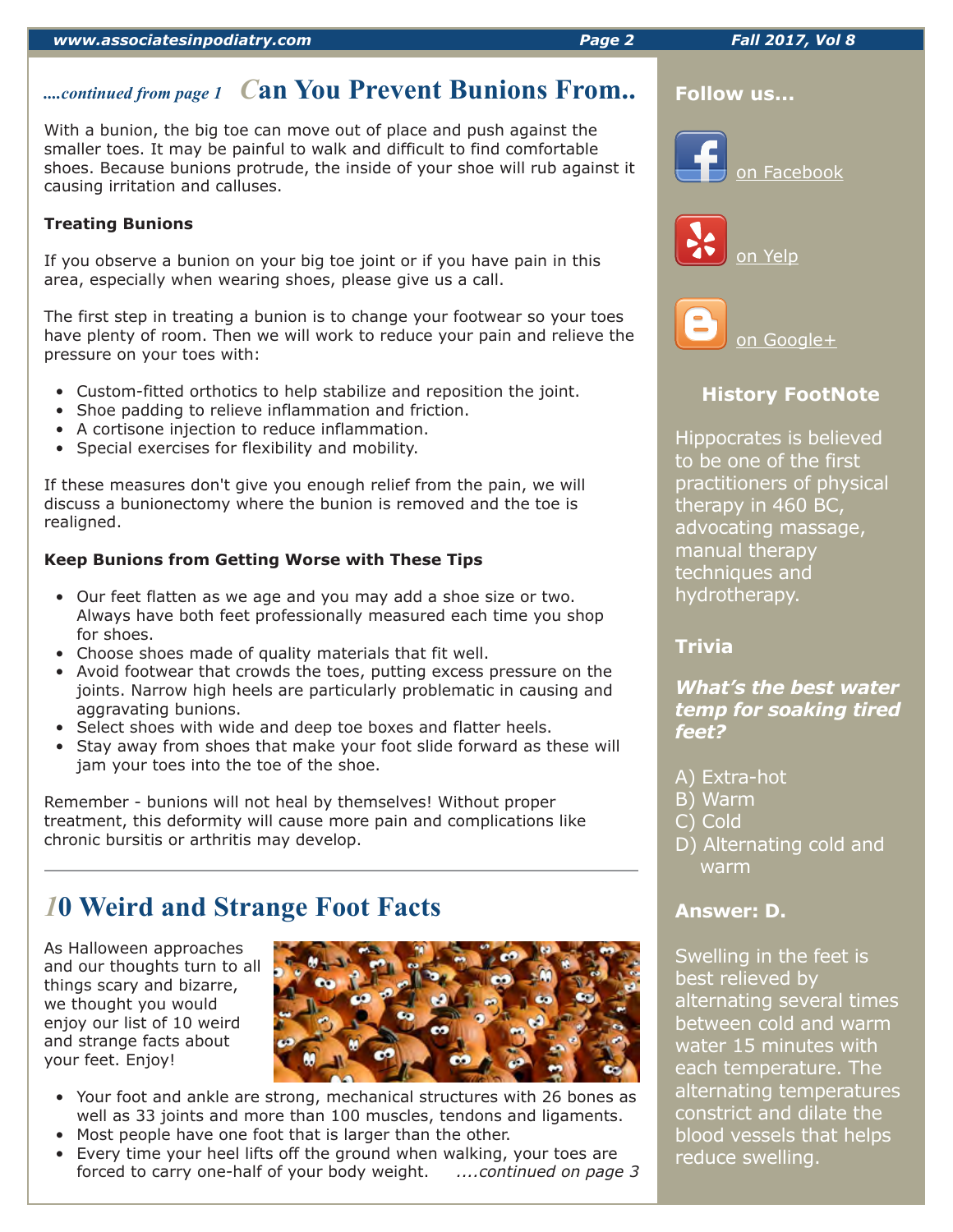*....continued from page 1* 

## Can You Prevent Bunions From..

With a bunion, the big toe can move out of place and push against the smaller toes. It may be painful to walk and difficult to find comfortable shoes. Because bunions protrude, the inside of your shoe will rub against it causing irritation and calluses.

**Treating Bunions**

If you observe a bunion on your big toe joint or if you have pain in this area, especially when wearing shoes, please give us a call.

The first step in treating a bunion is to change your footwear so your toes have plenty of room. Then we will work to reduce your pain and relieve the pressure on your toes with:

- Custom-fitted orthotics to help stabilize and reposition the joint.
- Shoe padding to relieve inflammation and friction.
- A cortisone injection to reduce inflammation.
- Special exercises for flexibility and mobility.

If these measures don't give you enough relief from the pain, we will discuss a bunionectomy where the bunion is removed and the toe is realigned.

**Keep Bunions from Getting Worse with These Tips**

- Our feet flatten as we age and you may add a shoe size or two. Always have both feet professionally measured each time you shop for shoes.
- Choose shoes made of quality materials that fit well.
- Avoid footwear that crowds the toes, putting excess pressure on the joints. Narrow high heels are particularly problematic in causing and aggravating bunions.
- Select shoes with wide and deep toe boxes and flatter heels.
- Stay away from shoes that make your foot slide forward as these will jam your toes into the toe of the shoe.

Remember - bunions will not heal by themselves! Without proper treatment, this deformity will cause more pain and complications like chronic bursitis or arthritis may develop.

## 10 Weird and Strange Foot Facts

As Halloween approaches and our thoughts turn to all things scary and bizarre, we thought you would enjoy our list of 10 weird and strange facts about your feet. Enjoy!

- Your foot and ankle are strong, mechanical structures with 26 bones as well as 33 joints and more than 100 muscles, tendons and ligaments.
- Most people have one foot that is larger than the other.
- Every time your heel lifts off the ground when walking, your toes are forced to carry one-half of your body weight. *....continued on page 3*

**Follow us...**

on Facebook

on Yelp

on Google+

**History FootNote**

Hippocrates is believed to be one of the first practitioners of physical therapy in 460 BC, advocating massage, manual therapy techniques and hydrotherapy.

**Trivia**

***What's the best water temp for soaking tired feet?***

A) Extra-hot
B) Warm
C) Cold
D) Alternating cold and warm

**Answer: D.**

Swelling in the feet is best relieved by alternating several times between cold and warm water 15 minutes with each temperature. The alternating temperatures constrict and dilate the blood vessels that helps reduce swelling.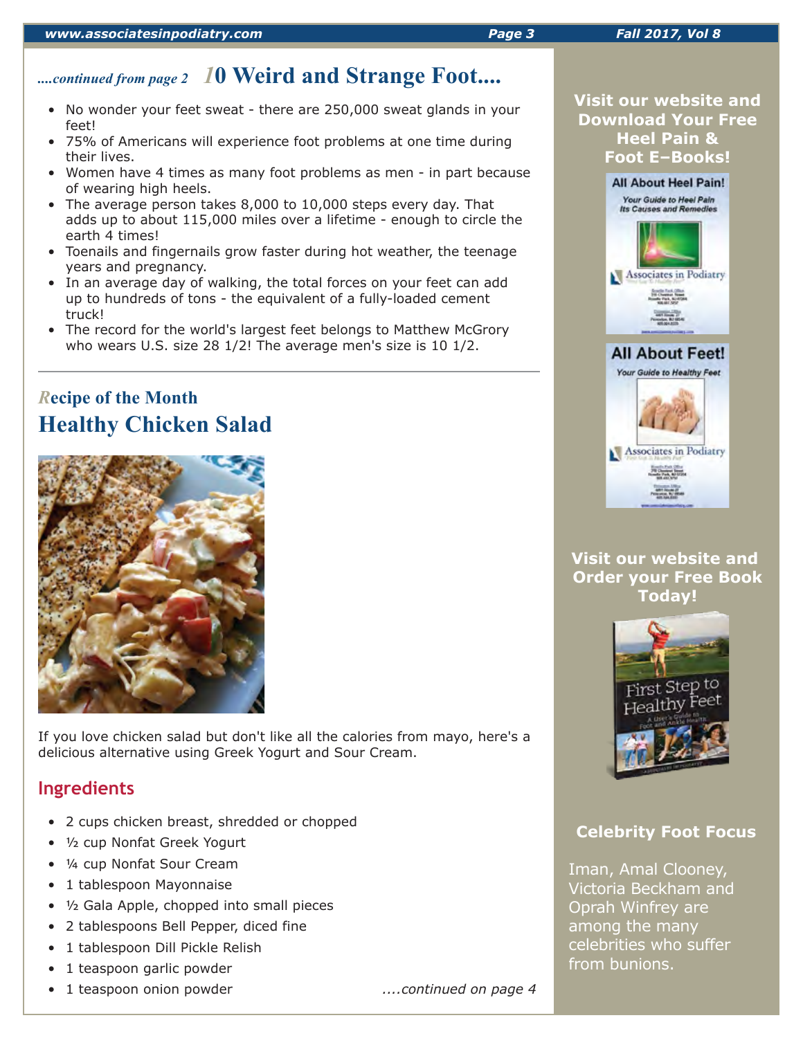*....continued from page 2*

## 10 Weird and Strange Foot....

- No wonder your feet sweat - there are 250,000 sweat glands in your feet!
- 75% of Americans will experience foot problems at one time during their lives.
- Women have 4 times as many foot problems as men - in part because of wearing high heels.
- The average person takes 8,000 to 10,000 steps every day. That adds up to about 115,000 miles over a lifetime - enough to circle the earth 4 times!
- Toenails and fingernails grow faster during hot weather, the teenage years and pregnancy.
- In an average day of walking, the total forces on your feet can add up to hundreds of tons - the equivalent of a fully-loaded cement truck!
- The record for the world's largest feet belongs to Matthew McGrory who wears U.S. size 28 1/2! The average men's size is 10 1/2.

---

### Recipe of the Month

## Healthy Chicken Salad

If you love chicken salad but don't like all the calories from mayo, here's a delicious alternative using Greek Yogurt and Sour Cream.

### Ingredients

- 2 cups chicken breast, shredded or chopped
- ½ cup Nonfat Greek Yogurt
- ¼ cup Nonfat Sour Cream
- 1 tablespoon Mayonnaise
- ½ Gala Apple, chopped into small pieces
- 2 tablespoons Bell Pepper, diced fine
- 1 tablespoon Dill Pickle Relish
- 1 teaspoon garlic powder
- 1 teaspoon onion powder

*....continued on page 4*

**Visit our website and Download Your Free Heel Pain & Foot E–Books!**

**Visit our website and Order your Free Book Today!**

### Celebrity Foot Focus

Iman, Amal Clooney, Victoria Beckham and Oprah Winfrey are among the many celebrities who suffer from bunions.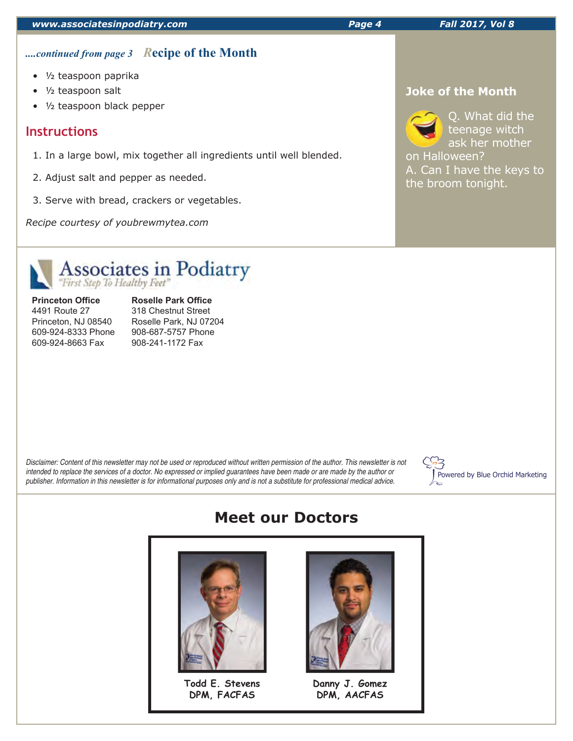*....continued from page 3* **Recipe of the Month**

- ½ teaspoon paprika
- ½ teaspoon salt
- ½ teaspoon black pepper

## Instructions

1. In a large bowl, mix together all ingredients until well blended.
2. Adjust salt and pepper as needed.
3. Serve with bread, crackers or vegetables.

*Recipe courtesy of youbrewmytea.com*

### Joke of the Month

Q. What did the teenage witch ask her mother on Halloween?
A. Can I have the keys to the broom tonight.

**Associates in Podiatry**
*"First Step To Healthy Feet"*

**Princeton Office**
4491 Route 27
Princeton, NJ 08540
609-924-8333 Phone
609-924-8663 Fax

**Roselle Park Office**
318 Chestnut Street
Roselle Park, NJ 07204
908-687-5757 Phone
908-241-1172 Fax

*Disclaimer: Content of this newsletter may not be used or reproduced without written permission of the author. This newsletter is not intended to replace the services of a doctor. No expressed or implied guarantees have been made or are made by the author or publisher. Information in this newsletter is for informational purposes only and is not a substitute for professional medical advice.*

Powered by Blue Orchid Marketing

## Meet our Doctors

**Todd E. Stevens**
**DPM, FACFAS**

**Danny J. Gomez**
**DPM, AACFAS**